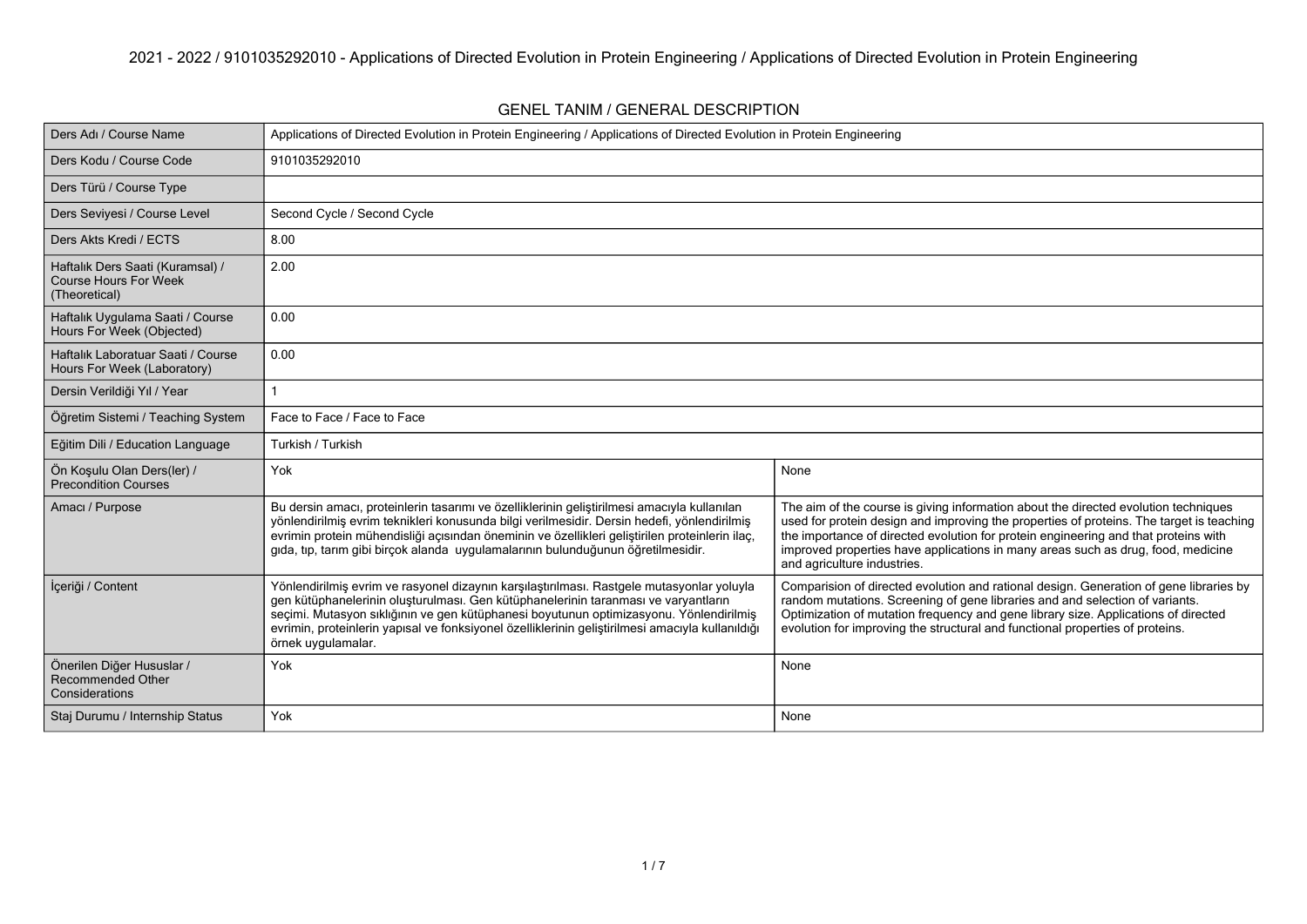# 2021 - 2022 / 9101035292010 - Applications of Directed Evolution in Protein Engineering / Applications of Directed Evolution in Protein Engineering

## GENEL TANIM / GENERAL DESCRIPTION

| Ders Adı / Course Name | Applications of Directed Evolution in Protein Engineering / Applications of Directed Evolution in Protein Engineering | |
|---|---|---|
| Ders Kodu / Course Code | 9101035292010 | |
| Ders Türü / Course Type | | |
| Ders Seviyesi / Course Level | Second Cycle / Second Cycle | |
| Ders Akts Kredi / ECTS | 8.00 | |
| Haftalık Ders Saati (Kuramsal) / Course Hours For Week (Theoretical) | 2.00 | |
| Haftalık Uygulama Saati / Course Hours For Week (Objected) | 0.00 | |
| Haftalık Laboratuar Saati / Course Hours For Week (Laboratory) | 0.00 | |
| Dersin Verildiği Yıl / Year | 1 | |
| Öğretim Sistemi / Teaching System | Face to Face / Face to Face | |
| Eğitim Dili / Education Language | Turkish / Turkish | |
| Ön Koşulu Olan Ders(ler) / Precondition Courses | Yok | None |
| Amacı / Purpose | Bu dersin amacı, proteinlerin tasarımı ve özelliklerinin geliştirilmesi amacıyla kullanılan yönlendirilmiş evrim teknikleri konusunda bilgi verilmesidir. Dersin hedefi, yönlendirilmiş evrimin protein mühendisliği açısından öneminin ve özellikleri geliştirilen proteinlerin ilaç, gıda, tıp, tarım gibi birçok alanda uygulamalarının bulunduğunun öğretilmesidir. | The aim of the course is giving information about the directed evolution techniques used for protein design and improving the properties of proteins. The target is teaching the importance of directed evolution for protein engineering and that proteins with improved properties have applications in many areas such as drug, food, medicine and agriculture industries. |
| İçeriği / Content | Yönlendirilmiş evrim ve rasyonel dizaynın karşılaştırılması. Rastgele mutasyonlar yoluyla gen kütüphanelerinin oluşturulması. Gen kütüphanelerinin taranması ve varyantların seçimi. Mutasyon sıklığının ve gen kütüphanesi boyutunun optimizasyonu. Yönlendirilmiş evrimin, proteinlerin yapısal ve fonksiyonel özelliklerinin geliştirilmesi amacıyla kullanıldığı örnek uygulamalar. | Comparision of directed evolution and rational design. Generation of gene libraries by random mutations. Screening of gene libraries and and selection of variants. Optimization of mutation frequency and gene library size. Applications of directed evolution for improving the structural and functional properties of proteins. |
| Önerilen Diğer Hususlar / Recommended Other Considerations | Yok | None |
| Staj Durumu / Internship Status | Yok | None |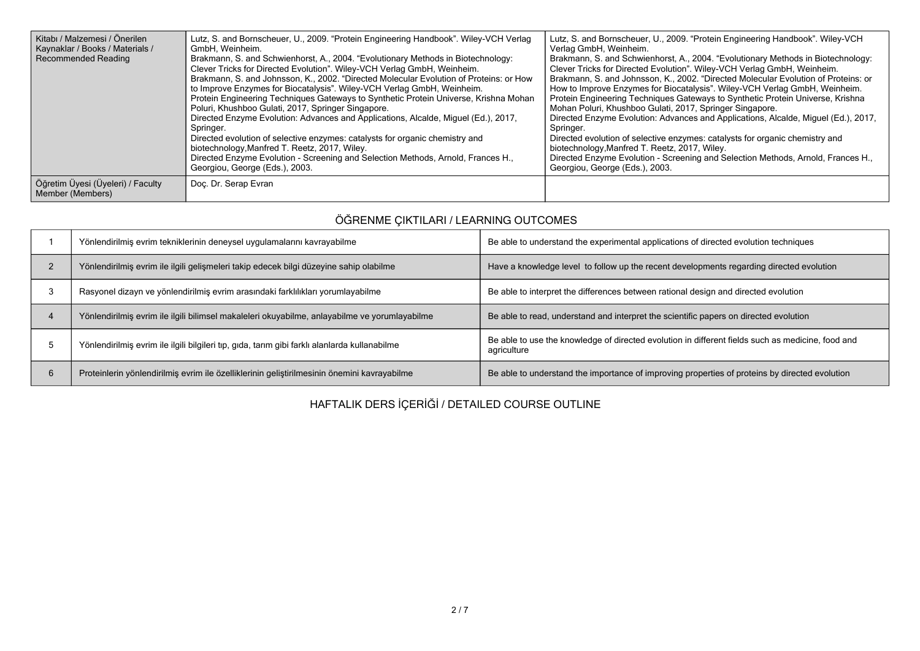| Kitabı / Malzemesi / Önerilen Kaynaklar / Books / Materials / Recommended Reading | Lutz, S. and Bornscheuer, U., 2009. "Protein Engineering Handbook". Wiley-VCH Verlag GmbH, Weinheim.<br>Brakmann, S. and Schwienhorst, A., 2004. "Evolutionary Methods in Biotechnology: Clever Tricks for Directed Evolution". Wiley-VCH Verlag GmbH, Weinheim.<br>Brakmann, S. and Johnsson, K., 2002. "Directed Molecular Evolution of Proteins: or How to Improve Enzymes for Biocatalysis". Wiley-VCH Verlag GmbH, Weinheim.<br>Protein Engineering Techniques Gateways to Synthetic Protein Universe, Krishna Mohan Poluri, Khushboo Gulati, 2017, Springer Singapore.<br>Directed Enzyme Evolution: Advances and Applications, Alcalde, Miguel (Ed.), 2017, Springer.<br>Directed evolution of selective enzymes: catalysts for organic chemistry and biotechnology,Manfred T. Reetz, 2017, Wiley.<br>Directed Enzyme Evolution - Screening and Selection Methods, Arnold, Frances H., Georgiou, George (Eds.), 2003. | Lutz, S. and Bornscheuer, U., 2009. "Protein Engineering Handbook". Wiley-VCH Verlag GmbH, Weinheim.<br>Brakmann, S. and Schwienhorst, A., 2004. "Evolutionary Methods in Biotechnology: Clever Tricks for Directed Evolution". Wiley-VCH Verlag GmbH, Weinheim.<br>Brakmann, S. and Johnsson, K., 2002. "Directed Molecular Evolution of Proteins: or How to Improve Enzymes for Biocatalysis". Wiley-VCH Verlag GmbH, Weinheim.<br>Protein Engineering Techniques Gateways to Synthetic Protein Universe, Krishna Mohan Poluri, Khushboo Gulati, 2017, Springer Singapore.<br>Directed Enzyme Evolution: Advances and Applications, Alcalde, Miguel (Ed.), 2017, Springer.<br>Directed evolution of selective enzymes: catalysts for organic chemistry and biotechnology,Manfred T. Reetz, 2017, Wiley.<br>Directed Enzyme Evolution - Screening and Selection Methods, Arnold, Frances H., Georgiou, George (Eds.), 2003. |
|---|---|---|
| Öğretim Üyesi (Üyeleri) / Faculty Member (Members) | Doç. Dr. Serap Evran | |

## ÖĞRENME ÇIKTILARI / LEARNING OUTCOMES

| | | |
|---|---|---|
| 1 | Yönlendirilmiş evrim tekniklerinin deneysel uygulamalarını kavrayabilme | Be able to understand the experimental applications of directed evolution techniques |
| 2 | Yönlendirilmiş evrim ile ilgili gelişmeleri takip edecek bilgi düzeyine sahip olabilme | Have a knowledge level to follow up the recent developments regarding directed evolution |
| 3 | Rasyonel dizayn ve yönlendirilmiş evrim arasındaki farklılıkları yorumlayabilme | Be able to interpret the differences between rational design and directed evolution |
| 4 | Yönlendirilmiş evrim ile ilgili bilimsel makaleleri okuyabilme, anlayabilme ve yorumlayabilme | Be able to read, understand and interpret the scientific papers on directed evolution |
| 5 | Yönlendirilmiş evrim ile ilgili bilgileri tıp, gıda, tarım gibi farklı alanlarda kullanabilme | Be able to use the knowledge of directed evolution in different fields such as medicine, food and agriculture |
| 6 | Proteinlerin yönlendirilmiş evrim ile özelliklerinin geliştirilmesinin önemini kavrayabilme | Be able to understand the importance of improving properties of proteins by directed evolution |

## HAFTALIK DERS İÇERİĞİ / DETAILED COURSE OUTLINE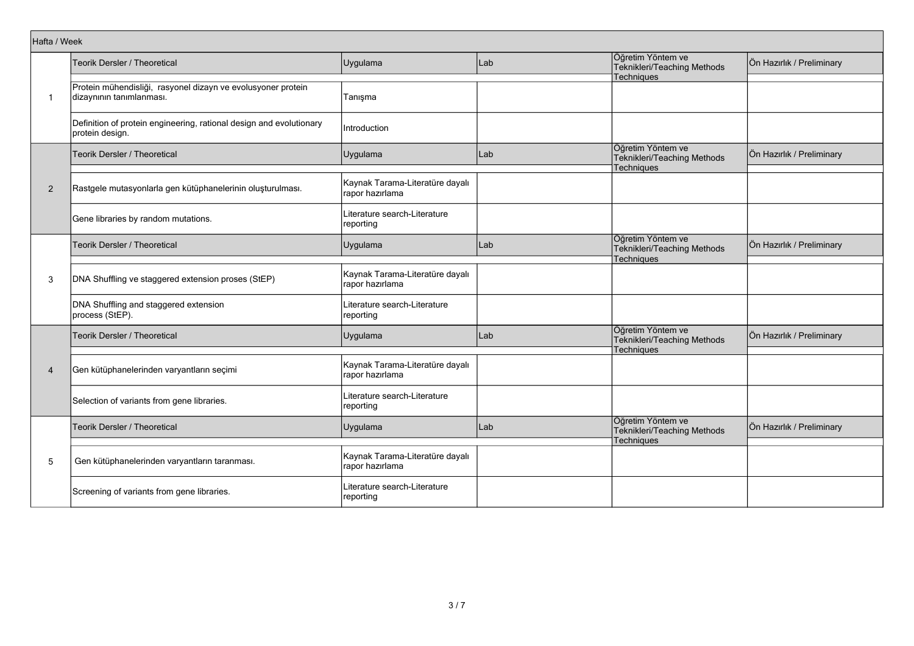| Hafta / Week | Teorik Dersler / Theoretical | Uygulama | Lab | Öğretim Yöntem ve Teknikleri/Teaching Methods Techniques | Ön Hazırlık / Preliminary |
|---|---|---|---|---|---|
| 1 | Protein mühendisliği, rasyonel dizayn ve evolusyoner protein dizaynının tanımlanması. | Tanışma | | | |
| | Definition of protein engineering, rational design and evolutionary protein design. | Introduction | | | |
| 2 | Rastgele mutasyonlarla gen kütüphanelerinin oluşturulması. | Kaynak Tarama-Literatüre dayalı rapor hazırlama | | | |
| | Gene libraries by random mutations. | Literature search-Literature reporting | | | |
| 3 | DNA Shuffling ve staggered extension proses (StEP) | Kaynak Tarama-Literatüre dayalı rapor hazırlama | | | |
| | DNA Shuffling and staggered extension process (StEP). | Literature search-Literature reporting | | | |
| 4 | Gen kütüphanelerinden varyantların seçimi | Kaynak Tarama-Literatüre dayalı rapor hazırlama | | | |
| | Selection of variants from gene libraries. | Literature search-Literature reporting | | | |
| 5 | Gen kütüphanelerinden varyantların taranması. | Kaynak Tarama-Literatüre dayalı rapor hazırlama | | | |
| | Screening of variants from gene libraries. | Literature search-Literature reporting | | | |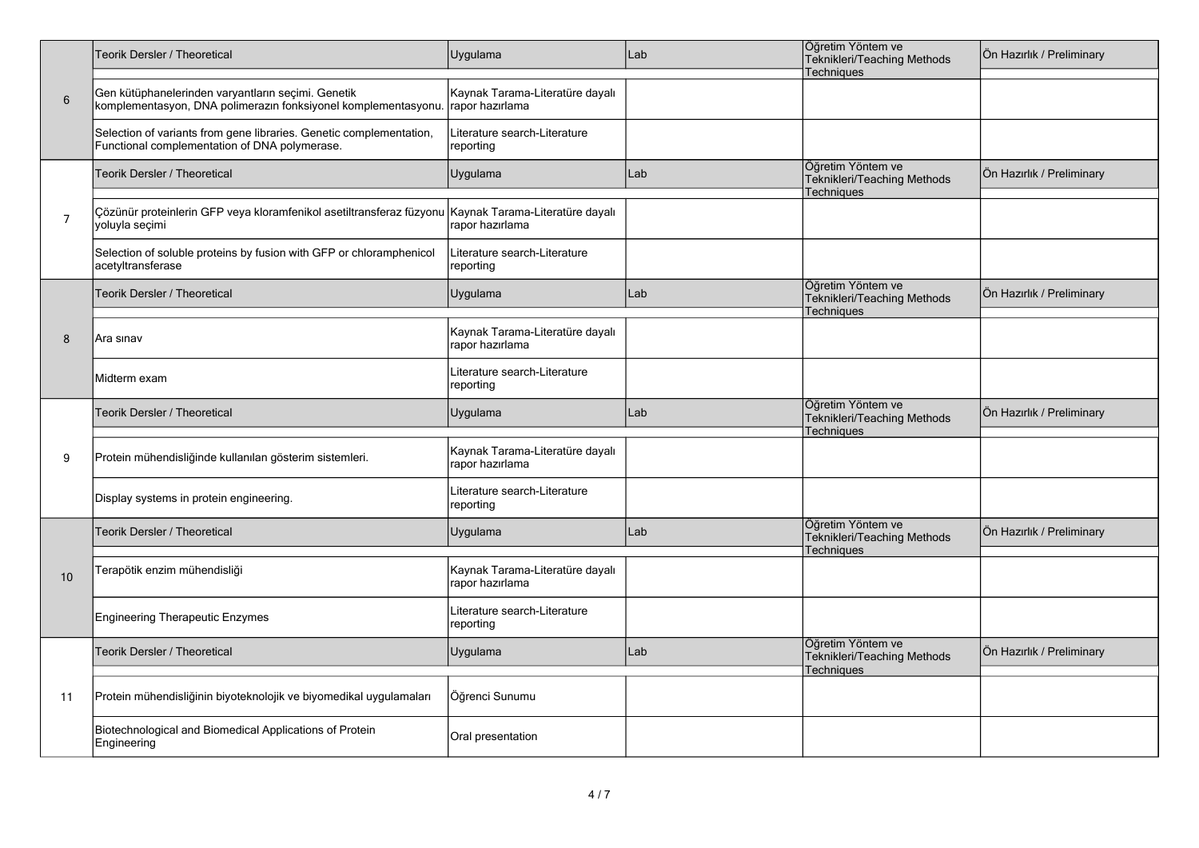| | Teorik Dersler / Theoretical | Uygulama | Lab | Öğretim Yöntem ve Teknikleri/Teaching Methods Techniques | Ön Hazırlık / Preliminary |
|---|---|---|---|---|---|
| 6 | Gen kütüphanelerinden varyantların seçimi. Genetik komplementasyon, DNA polimerazın fonksiyonel komplementasyonu. | Kaynak Tarama-Literatüre dayalı rapor hazırlama | | | |
| | Selection of variants from gene libraries. Genetic complementation, Functional complementation of DNA polymerase. | Literature search-Literature reporting | | | |
| | Teorik Dersler / Theoretical | Uygulama | Lab | Öğretim Yöntem ve Teknikleri/Teaching Methods Techniques | Ön Hazırlık / Preliminary |
| 7 | Çözünür proteinlerin GFP veya kloramfenikol asetiltransferaz füzyonu yoluyla seçimi | Kaynak Tarama-Literatüre dayalı rapor hazırlama | | | |
| | Selection of soluble proteins by fusion with GFP or chloramphenicol acetyltransferase | Literature search-Literature reporting | | | |
| | Teorik Dersler / Theoretical | Uygulama | Lab | Öğretim Yöntem ve Teknikleri/Teaching Methods Techniques | Ön Hazırlık / Preliminary |
| 8 | Ara sınav | Kaynak Tarama-Literatüre dayalı rapor hazırlama | | | |
| | Midterm exam | Literature search-Literature reporting | | | |
| | Teorik Dersler / Theoretical | Uygulama | Lab | Öğretim Yöntem ve Teknikleri/Teaching Methods Techniques | Ön Hazırlık / Preliminary |
| 9 | Protein mühendisliğinde kullanılan gösterim sistemleri. | Kaynak Tarama-Literatüre dayalı rapor hazırlama | | | |
| | Display systems in protein engineering. | Literature search-Literature reporting | | | |
| | Teorik Dersler / Theoretical | Uygulama | Lab | Öğretim Yöntem ve Teknikleri/Teaching Methods Techniques | Ön Hazırlık / Preliminary |
| 10 | Terapötik enzim mühendisliği | Kaynak Tarama-Literatüre dayalı rapor hazırlama | | | |
| | Engineering Therapeutic Enzymes | Literature search-Literature reporting | | | |
| | Teorik Dersler / Theoretical | Uygulama | Lab | Öğretim Yöntem ve Teknikleri/Teaching Methods Techniques | Ön Hazırlık / Preliminary |
| 11 | Protein mühendisliğinin biyoteknolojik ve biyomedikal uygulamaları | Öğrenci Sunumu | | | |
| | Biotechnological and Biomedical Applications of Protein Engineering | Oral presentation | | | |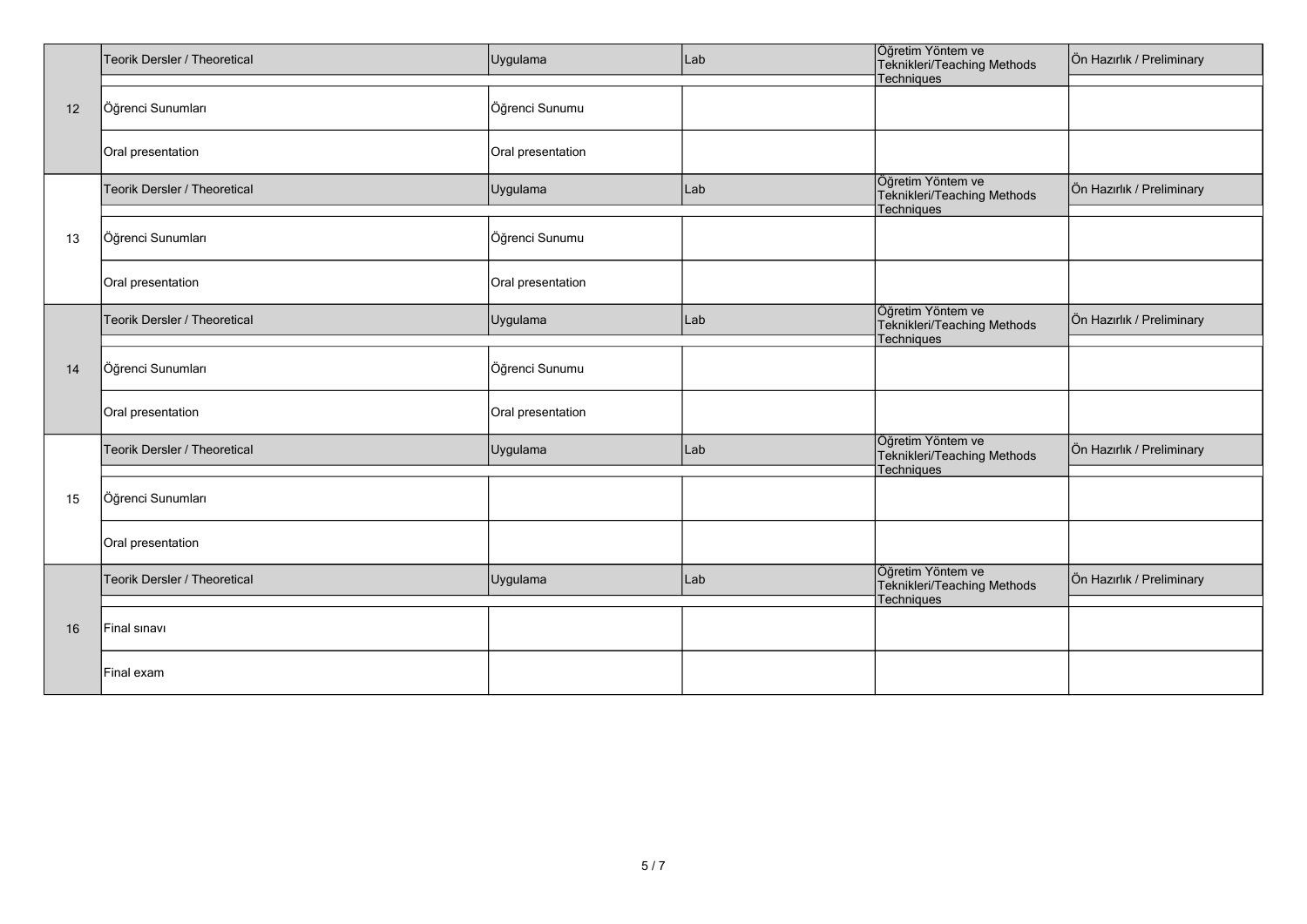| | Teorik Dersler / Theoretical | Uygulama | Lab | Öğretim Yöntem ve Teknikleri/Teaching Methods Techniques | Ön Hazırlık / Preliminary |
|---|---|---|---|---|---|
| 12 | Öğrenci Sunumları | Öğrenci Sunumu | | | |
| | Oral presentation | Oral presentation | | | |
| | Teorik Dersler / Theoretical | Uygulama | Lab | Öğretim Yöntem ve Teknikleri/Teaching Methods Techniques | Ön Hazırlık / Preliminary |
| 13 | Öğrenci Sunumları | Öğrenci Sunumu | | | |
| | Oral presentation | Oral presentation | | | |
| | Teorik Dersler / Theoretical | Uygulama | Lab | Öğretim Yöntem ve Teknikleri/Teaching Methods Techniques | Ön Hazırlık / Preliminary |
| 14 | Öğrenci Sunumları | Öğrenci Sunumu | | | |
| | Oral presentation | Oral presentation | | | |
| | Teorik Dersler / Theoretical | Uygulama | Lab | Öğretim Yöntem ve Teknikleri/Teaching Methods Techniques | Ön Hazırlık / Preliminary |
| 15 | Öğrenci Sunumları | | | | |
| | Oral presentation | | | | |
| | Teorik Dersler / Theoretical | Uygulama | Lab | Öğretim Yöntem ve Teknikleri/Teaching Methods Techniques | Ön Hazırlık / Preliminary |
| 16 | Final sınavı | | | | |
| | Final exam | | | | |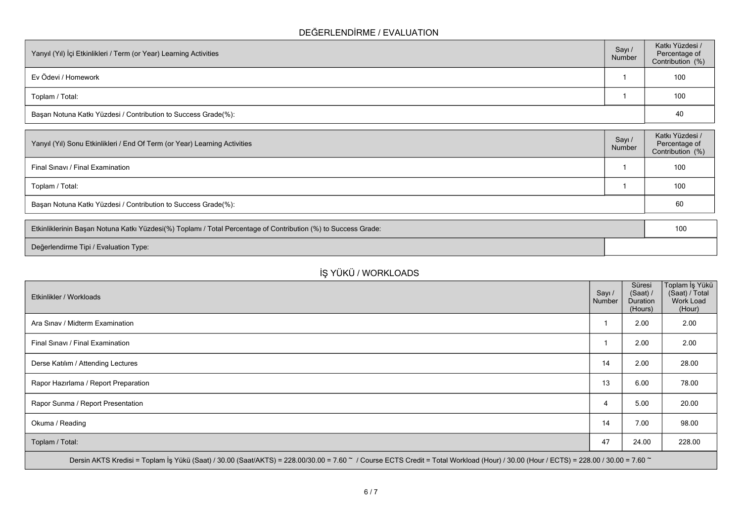## DEĞERLENDİRME / EVALUATION

| Yarıyıl (Yıl) İçi Etkinlikleri / Term (or Year) Learning Activities | Sayı / Number | Katkı Yüzdesi / Percentage of Contribution (%) |
|---|---|---|
| Ev Ödevi / Homework | 1 | 100 |
| Toplam / Total: | 1 | 100 |
| Başarı Notuna Katkı Yüzdesi / Contribution to Success Grade(%): | | 40 |

| Yarıyıl (Yıl) Sonu Etkinlikleri / End Of Term (or Year) Learning Activities | Sayı / Number | Katkı Yüzdesi / Percentage of Contribution (%) |
|---|---|---|
| Final Sınavı / Final Examination | 1 | 100 |
| Toplam / Total: | 1 | 100 |
| Başarı Notuna Katkı Yüzdesi / Contribution to Success Grade(%): | | 60 |

| | |
|---|---|
| Etkinliklerinin Başarı Notuna Katkı Yüzdesi(%) Toplamı / Total Percentage of Contribution (%) to Success Grade: | 100 |
| Değerlendirme Tipi / Evaluation Type: | |

## İŞ YÜKÜ / WORKLOADS

| Etkinlikler / Workloads | Sayı / Number | Süresi (Saat) / Duration (Hours) | Toplam İş Yükü (Saat) / Total Work Load (Hour) |
|---|---|---|---|
| Ara Sınav / Midterm Examination | 1 | 2.00 | 2.00 |
| Final Sınavı / Final Examination | 1 | 2.00 | 2.00 |
| Derse Katılım / Attending Lectures | 14 | 2.00 | 28.00 |
| Rapor Hazırlama / Report Preparation | 13 | 6.00 | 78.00 |
| Rapor Sunma / Report Presentation | 4 | 5.00 | 20.00 |
| Okuma / Reading | 14 | 7.00 | 98.00 |
| Toplam / Total: | 47 | 24.00 | 228.00 |

Dersin AKTS Kredisi = Toplam İş Yükü (Saat) / 30.00 (Saat/AKTS) = 228.00/30.00 = 7.60 ~ / Course ECTS Credit = Total Workload (Hour) / 30.00 (Hour / ECTS) = 228.00 / 30.00 = 7.60 ~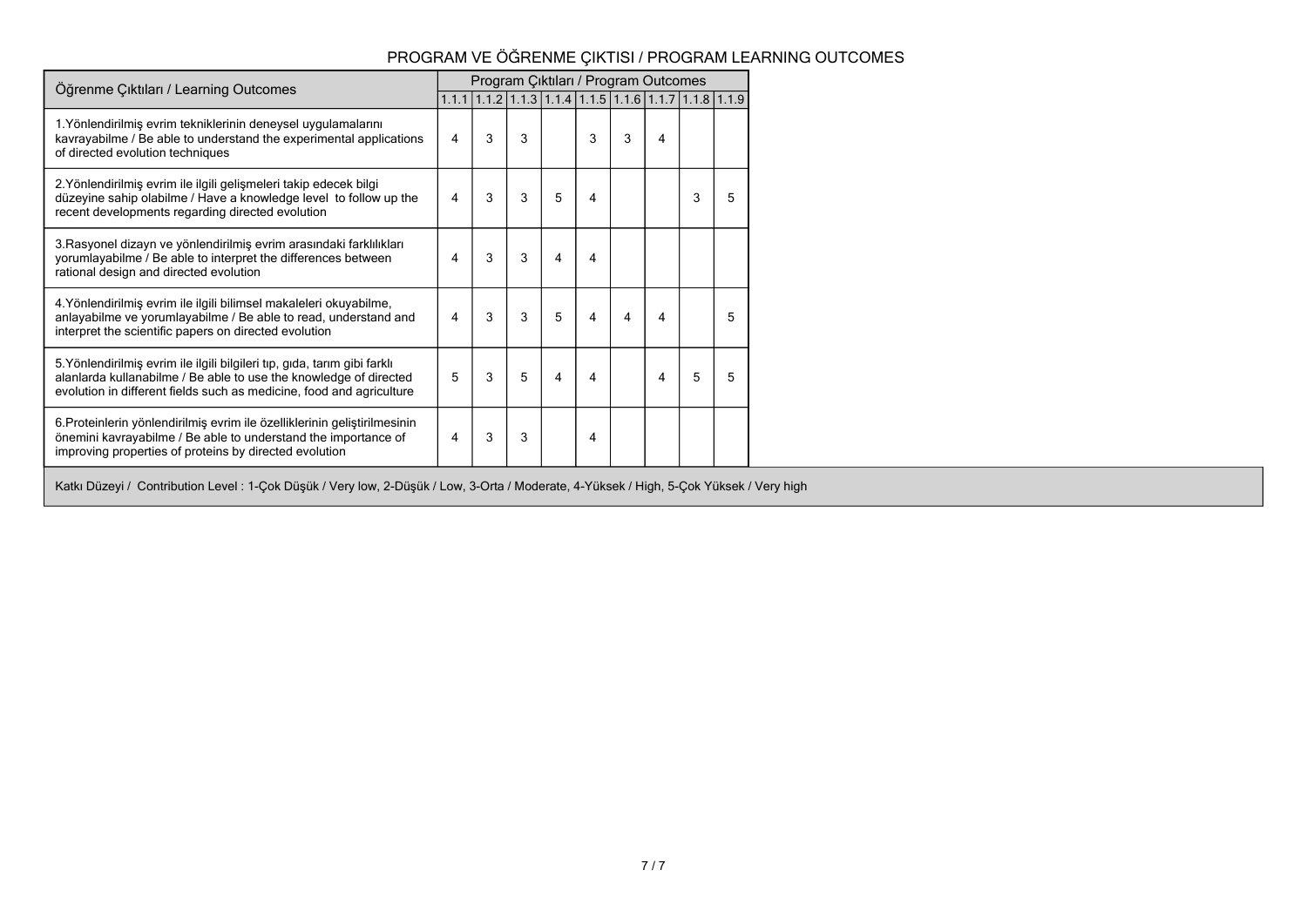# PROGRAM VE ÖĞRENME ÇIKTISI / PROGRAM LEARNING OUTCOMES

| Öğrenme Çıktıları / Learning Outcomes | Program Çıktıları / Program Outcomes | | | | | | | | |
|---|---|---|---|---|---|---|---|---|---|
| | 1.1.1 | 1.1.2 | 1.1.3 | 1.1.4 | 1.1.5 | 1.1.6 | 1.1.7 | 1.1.8 | 1.1.9 |
| 1.Yönlendirilmiş evrim tekniklerinin deneysel uygulamalarını kavrayabilme / Be able to understand the experimental applications of directed evolution techniques | 4 | 3 | 3 | | 3 | 3 | 4 | | |
| 2.Yönlendirilmiş evrim ile ilgili gelişmeleri takip edecek bilgi düzeyine sahip olabilme / Have a knowledge level to follow up the recent developments regarding directed evolution | 4 | 3 | 3 | 5 | 4 | | | 3 | 5 |
| 3.Rasyonel dizayn ve yönlendirilmiş evrim arasındaki farklılıkları yorumlayabilme / Be able to interpret the differences between rational design and directed evolution | 4 | 3 | 3 | 4 | 4 | | | | |
| 4.Yönlendirilmiş evrim ile ilgili bilimsel makaleleri okuyabilme, anlayabilme ve yorumlayabilme / Be able to read, understand and interpret the scientific papers on directed evolution | 4 | 3 | 3 | 5 | 4 | 4 | 4 | | 5 |
| 5.Yönlendirilmiş evrim ile ilgili bilgileri tıp, gıda, tarım gibi farklı alanlarda kullanabilme / Be able to use the knowledge of directed evolution in different fields such as medicine, food and agriculture | 5 | 3 | 5 | 4 | 4 | | 4 | 5 | 5 |
| 6.Proteinlerin yönlendirilmiş evrim ile özelliklerinin geliştirilmesinin önemini kavrayabilme / Be able to understand the importance of improving properties of proteins by directed evolution | 4 | 3 | 3 | | 4 | | | | |

Katkı Düzeyi / Contribution Level : 1-Çok Düşük / Very low, 2-Düşük / Low, 3-Orta / Moderate, 4-Yüksek / High, 5-Çok Yüksek / Very high